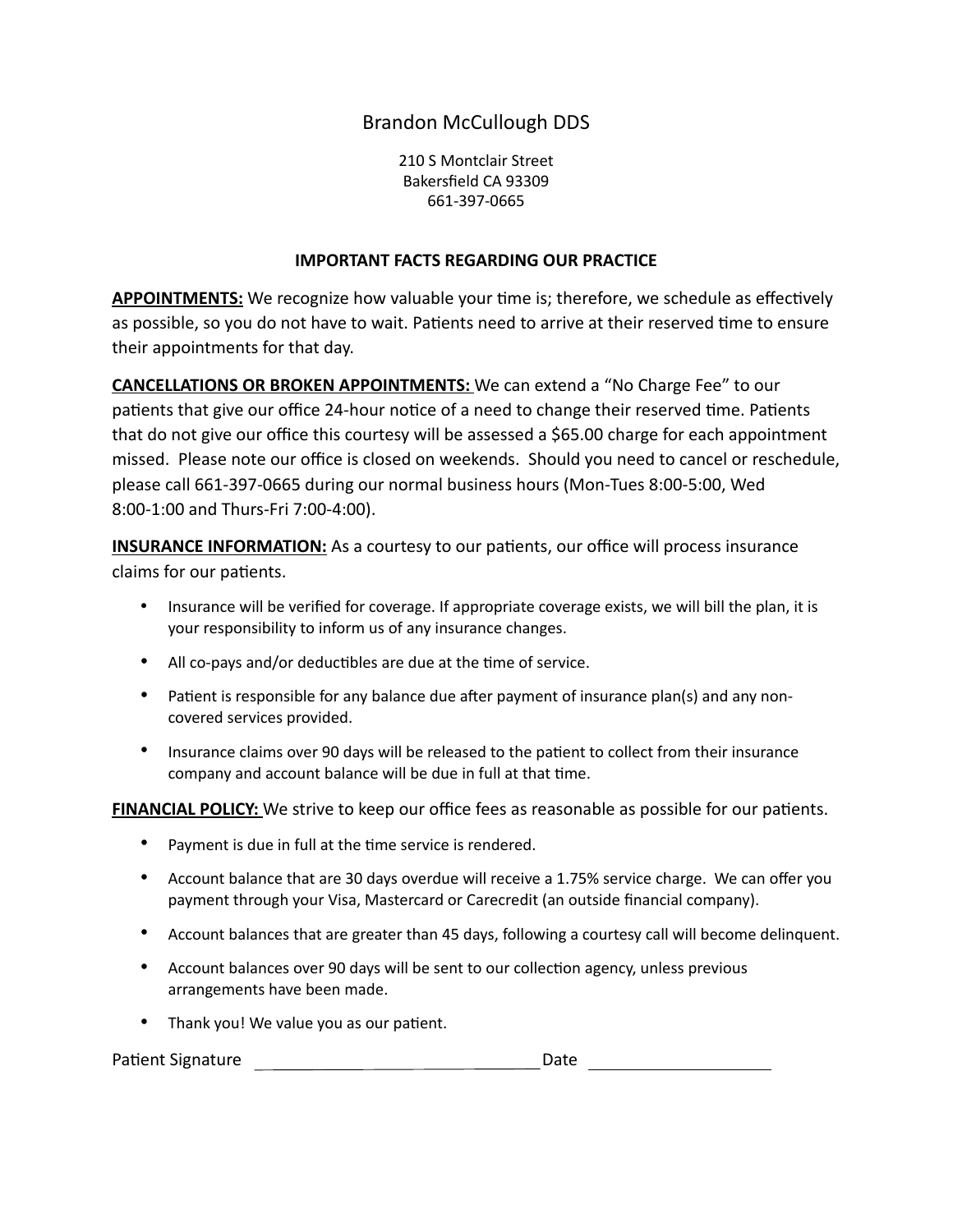# Brandon McCullough DDS

210 S Montclair Street
Bakersfield CA 93309
661-397-0665

## IMPORTANT FACTS REGARDING OUR PRACTICE

**APPOINTMENTS:** We recognize how valuable your time is; therefore, we schedule as effectively as possible, so you do not have to wait. Patients need to arrive at their reserved time to ensure their appointments for that day.

**CANCELLATIONS OR BROKEN APPOINTMENTS:** We can extend a "No Charge Fee" to our patients that give our office 24-hour notice of a need to change their reserved time. Patients that do not give our office this courtesy will be assessed a $65.00 charge for each appointment missed. Please note our office is closed on weekends. Should you need to cancel or reschedule, please call 661-397-0665 during our normal business hours (Mon-Tues 8:00-5:00, Wed 8:00-1:00 and Thurs-Fri 7:00-4:00).

**INSURANCE INFORMATION:** As a courtesy to our patients, our office will process insurance claims for our patients.

- Insurance will be verified for coverage. If appropriate coverage exists, we will bill the plan, it is your responsibility to inform us of any insurance changes.
- All co-pays and/or deductibles are due at the time of service.
- Patient is responsible for any balance due after payment of insurance plan(s) and any non-covered services provided.
- Insurance claims over 90 days will be released to the patient to collect from their insurance company and account balance will be due in full at that time.

**FINANCIAL POLICY:** We strive to keep our office fees as reasonable as possible for our patients.

- Payment is due in full at the time service is rendered.
- Account balance that are 30 days overdue will receive a 1.75% service charge. We can offer you payment through your Visa, Mastercard or Carecredit (an outside financial company).
- Account balances that are greater than 45 days, following a courtesy call will become delinquent.
- Account balances over 90 days will be sent to our collection agency, unless previous arrangements have been made.
- Thank you! We value you as our patient.

Patient Signature ______________________________ Date ____________________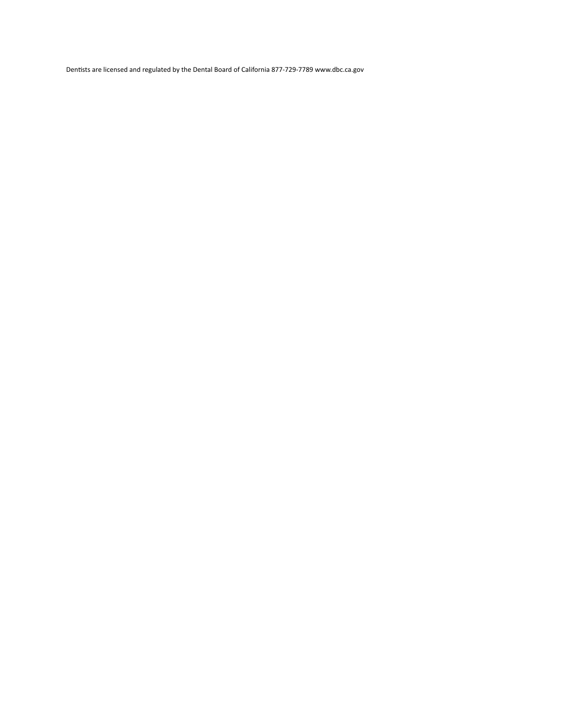Dentists are licensed and regulated by the Dental Board of California 877-729-7789 www.dbc.ca.gov